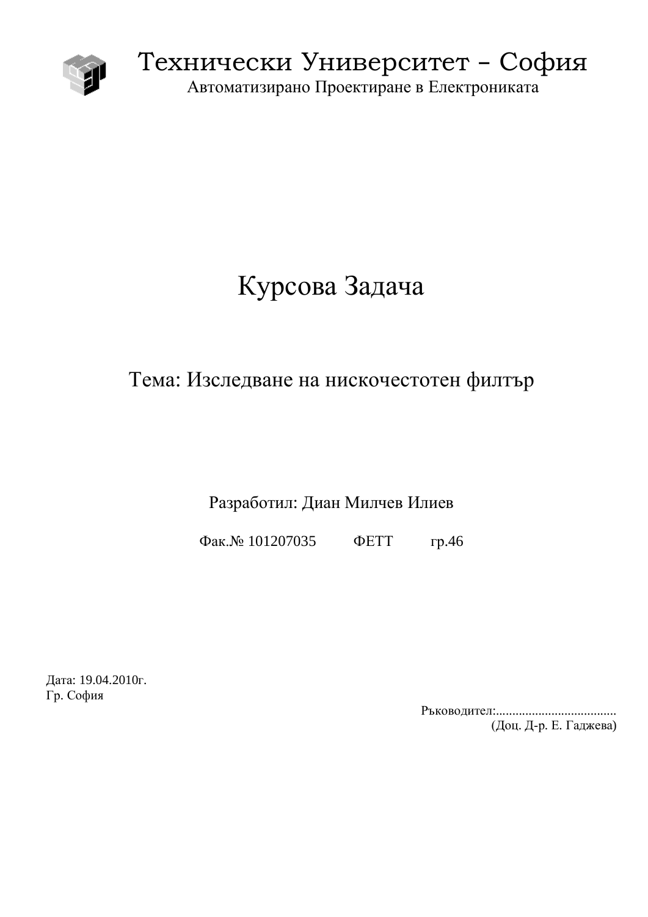# Технически Университет – София

Автоматизирано Проектиране в Електрониката

# Курсова Задача

## Тема: Изследване на нискочестотен филтър

Разработил: Диан Милчев Илиев

Фак.№ 101207035 ФЕТТ гр.46

Дата: 19.04.2010г.
Гр. София

Ръководител:....................................
(Доц. Д-р. Е. Гаджева)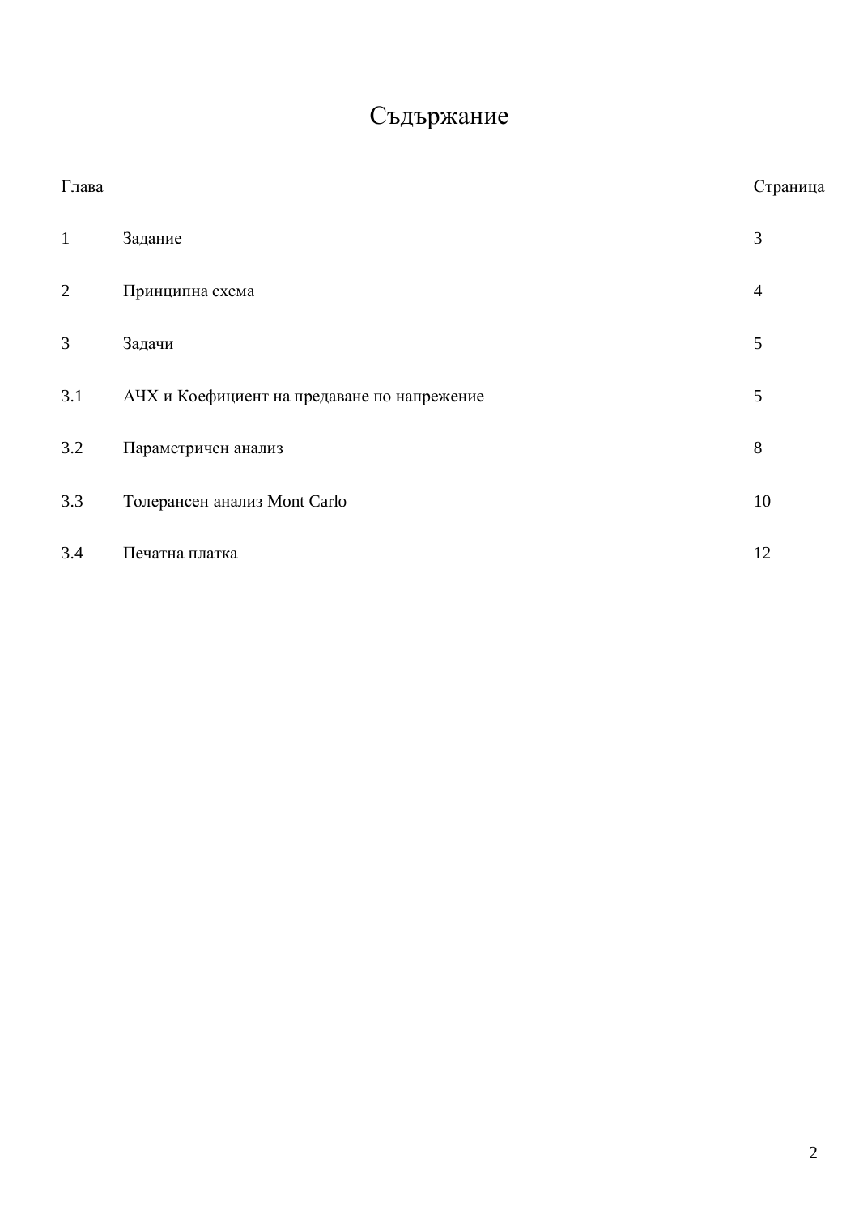# Съдържание

| Глава | | Страница |
|---|---|---|
| 1 | Задание | 3 |
| 2 | Принципна схема | 4 |
| 3 | Задачи | 5 |
| 3.1 | АЧХ и Коефициент на предаване по напрежение | 5 |
| 3.2 | Параметричен анализ | 8 |
| 3.3 | Толерансен анализ Mont Carlo | 10 |
| 3.4 | Печатна платка | 12 |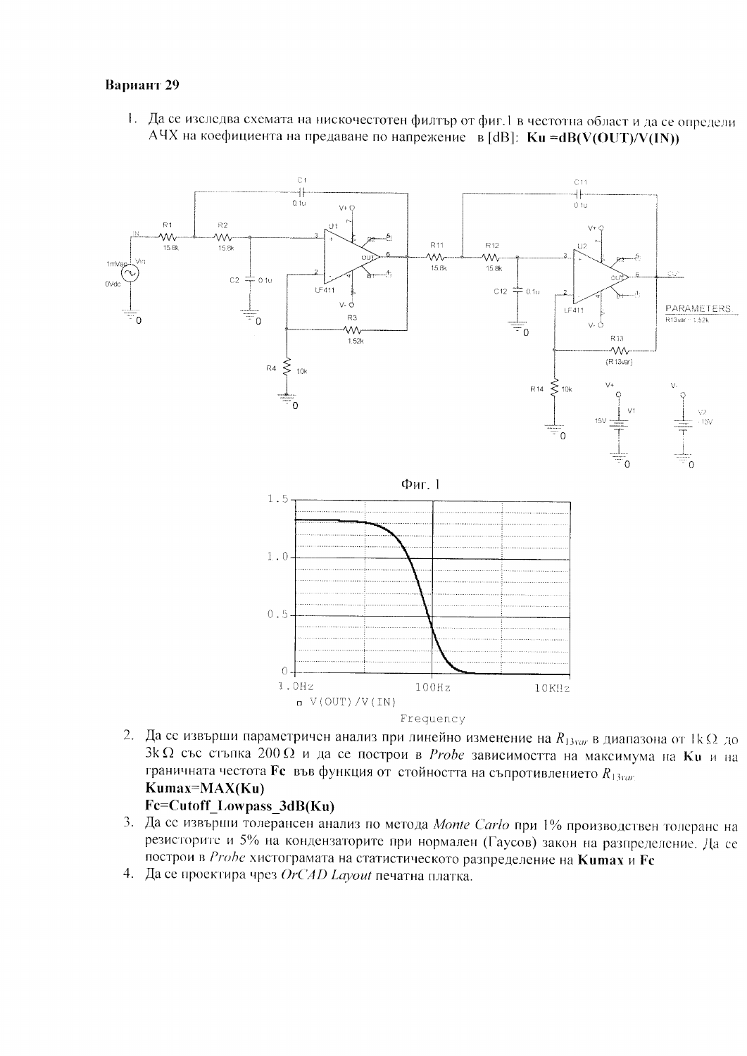**Вариант 29**

1. Да се изследва схемата на нискочестотен филтър от фиг.1 в честотна област и да се определи АЧХ на коефициента на предаване по напрежение в [dB]: **Ku =dB(V(OUT)/V(IN))**

Фиг. 1

2. Да се извърши параметричен анализ при линейно изменение на $R_{13var}$ в диапазона от 1kΩ до 3kΩ със стъпка 200Ω и да се построи в *Probe* зависимостта на максимума на **Ku** и на граничната честота **Fc** във функция от стойността на съпротивлението $R_{13var}$.
   **Kumax=MAX(Ku)**
   **Fc=Cutoff_Lowpass_3dB(Ku)**
3. Да се извърши толерансен анализ по метода *Monte Carlo* при 1% производствен толеранс на резисторите и 5% на кондензаторите при нормален (Гаусов) закон на разпределение. Да се построи в *Probe* хистограмата на статистическото разпределение на **Kumax** и **Fc**
4. Да се проектира чрез *OrCAD Layout* печатна платка.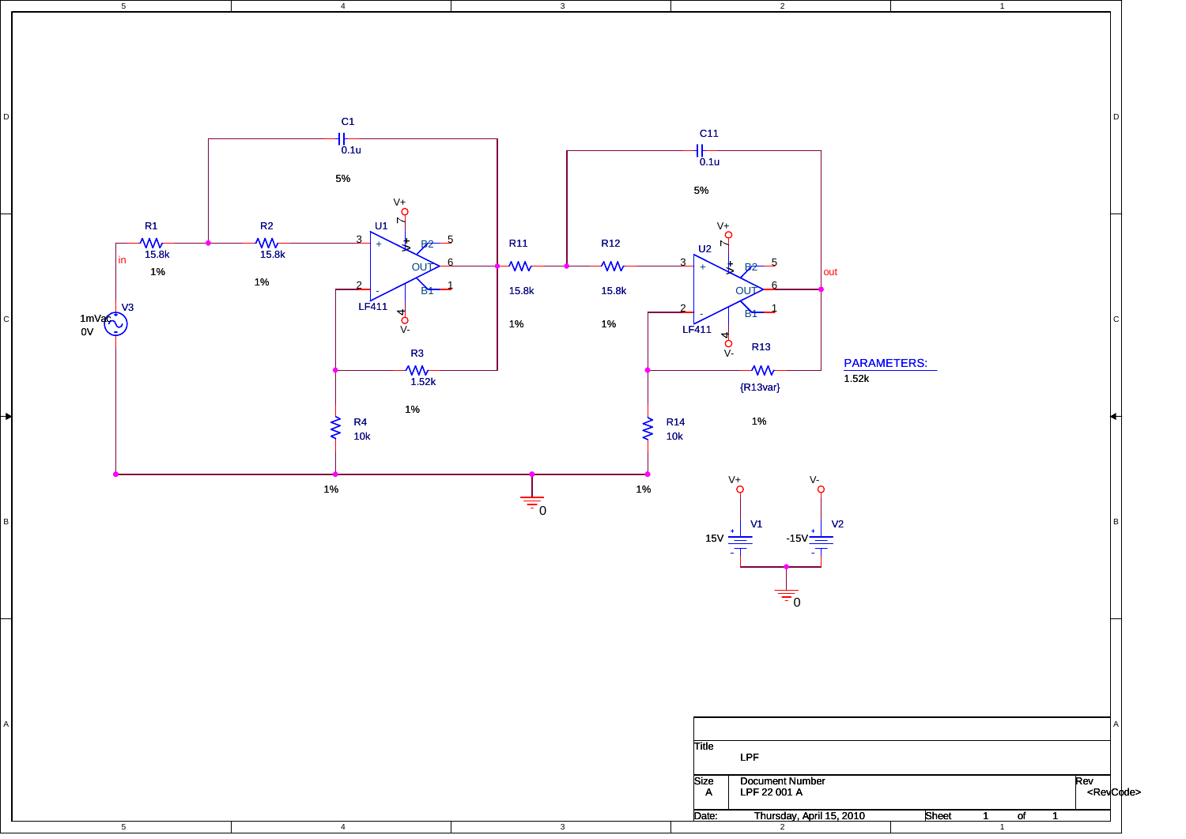C1
0.1u
5%

C11
0.1u
5%

R1 15.8k 1%
R2 15.8k 1%
U1 LF411
R11 15.8k 1%
R12 15.8k 1%
U2 LF411
R3 1.52k 1%
R4 10k 1%
R13 {R13var} 1%
R14 10k 1%

in
out

V3
1mVac
0V

PARAMETERS:
1.52k

V1 15V
V2 -15V

V+
V-

0

| Title | LPF | | |
|---|---|---|---|
| Size A | Document Number LPF 22 001 A | | Rev <RevCode> |
| Date: | Thursday, April 15, 2010 | Sheet 1 of 1 | |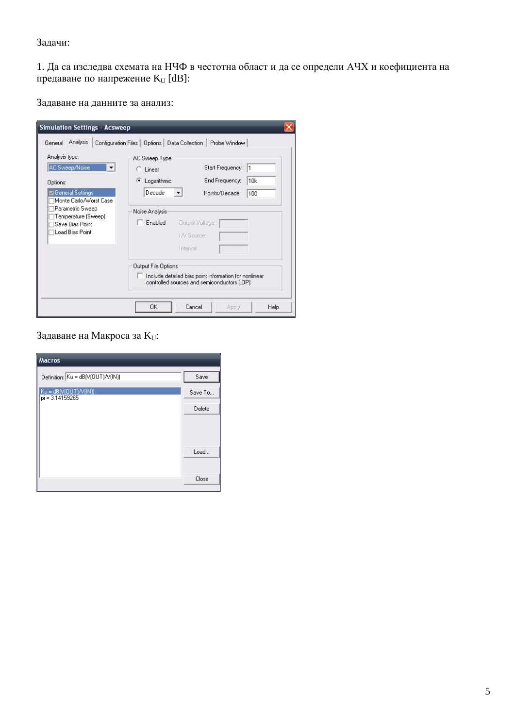Задачи:

1. Да са изследва схемата на НЧФ в честотна област и да се определи АЧХ и коефициента на предаване по напрежение $K_U$ [dB]:

Задаване на данните за анализ:

Задаване на Макроса за $K_U$: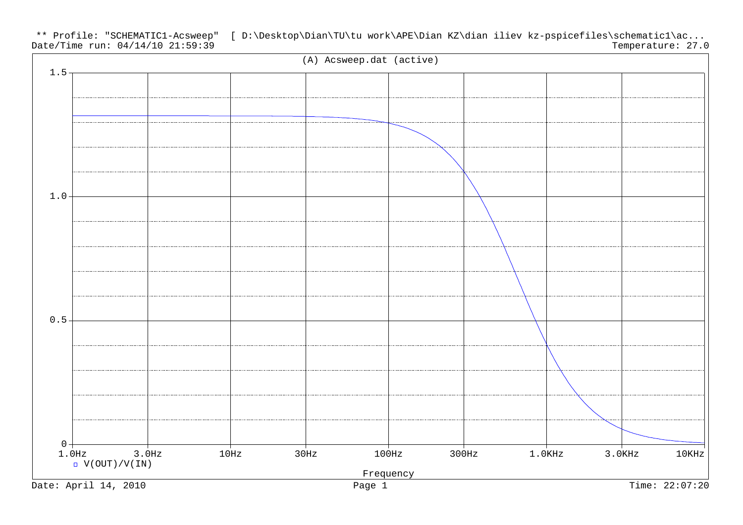** Profile: "SCHEMATIC1-Acsweep" [ D:\Desktop\Dian\TU\tu work\APE\Dian KZ\dian iliev kz-pspicefiles\schematic1\ac...

Date/Time run: 04/14/10 21:59:39 Temperature: 27.0

(A) Acsweep.dat (active)

V(OUT)/V(IN)

Frequency

Date: April 14, 2010 Time: 22:07:20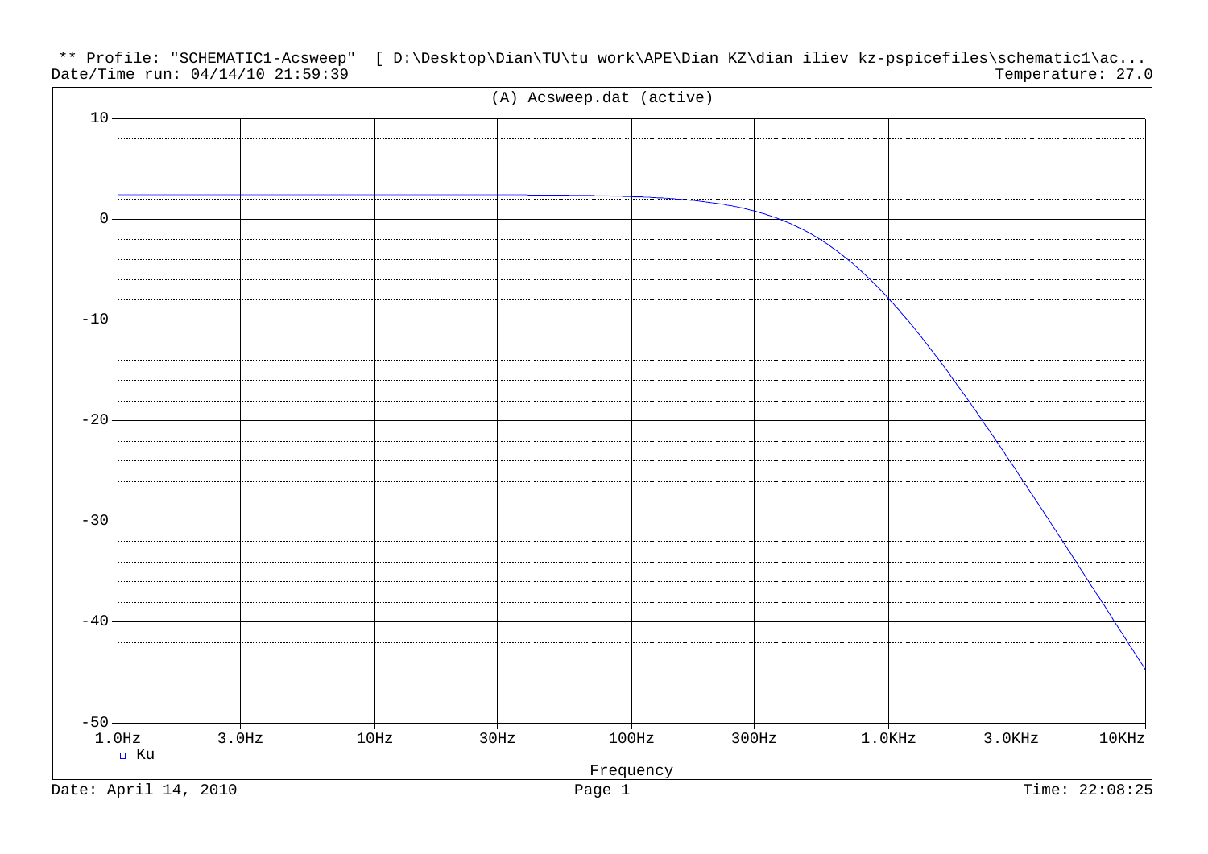** Profile: "SCHEMATIC1-Acsweep" [ D:\Desktop\Dian\TU\tu work\APE\Dian KZ\dian iliev kz-pspicefiles\schematic1\ac...
Date/Time run: 04/14/10 21:59:39 Temperature: 27.0

(A) Acsweep.dat (active)

Y-axis: 10, 0, -10, -20, -30, -40, -50

X-axis: 1.0Hz, 3.0Hz, 10Hz, 30Hz, 100Hz, 300Hz, 1.0KHz, 3.0KHz, 10KHz

Ku

Frequency

Date: April 14, 2010 Page 1 Time: 22:08:25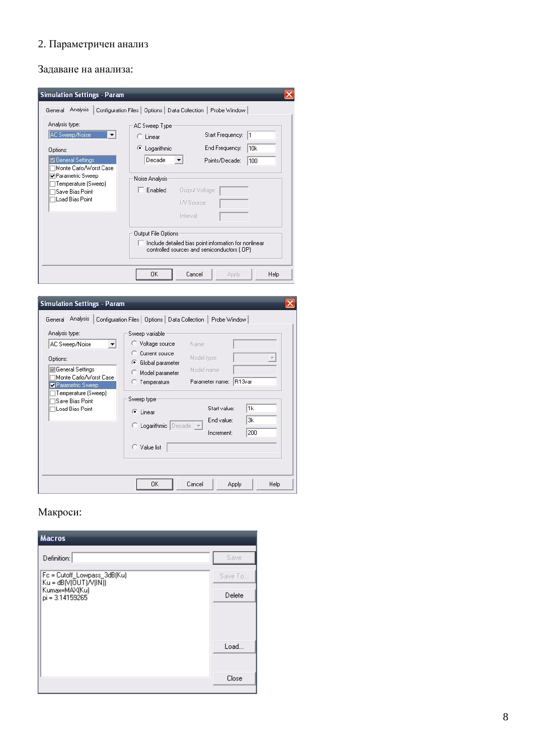2. Параметричен анализ

Задаване на анализа:

Simulation Settings - Param

General | Analysis | Configuration Files | Options | Data Collection | Probe Window

Analysis type: AC Sweep/Noise

Options:
- [x] General Settings
- [ ] Monte Carlo/Worst Case
- [x] Parametric Sweep
- [ ] Temperature (Sweep)
- [ ] Save Bias Point
- [ ] Load Bias Point

AC Sweep Type
- Linear
- Logarithmic: Decade

Start Frequency: 1
End Frequency: 10k
Points/Decade: 100

Noise Analysis
- [ ] Enabled
Output Voltage:
I/V Source:
Interval:

Output File Options
- [ ] Include detailed bias point information for nonlinear controlled sources and semiconductors (.OP)

OK | Cancel | Apply | Help

Simulation Settings - Param

General | Analysis | Configuration Files | Options | Data Collection | Probe Window

Analysis type: AC Sweep/Noise

Options:
- [x] General Settings
- [ ] Monte Carlo/Worst Case
- [x] Parametric Sweep
- [ ] Temperature (Sweep)
- [ ] Save Bias Point
- [ ] Load Bias Point

Sweep variable
- Voltage source
- Current source
- Global parameter
- Model parameter
- Temperature

Name:
Model type:
Model name:
Parameter name: R13var

Sweep type
- Linear
- Logarithmic: Decade
- Value list

Start value: 1k
End value: 3k
Increment: 200

OK | Cancel | Apply | Help

Макроси:

Macros

Definition:

```
Fc = Cutoff_Lowpass_3dB(Ku)
Ku = dB(V(OUT)/V(IN))
Kumax=MAX(Ku)
pi = 3.14159265
```

Save | Save To... | Delete | Load... | Close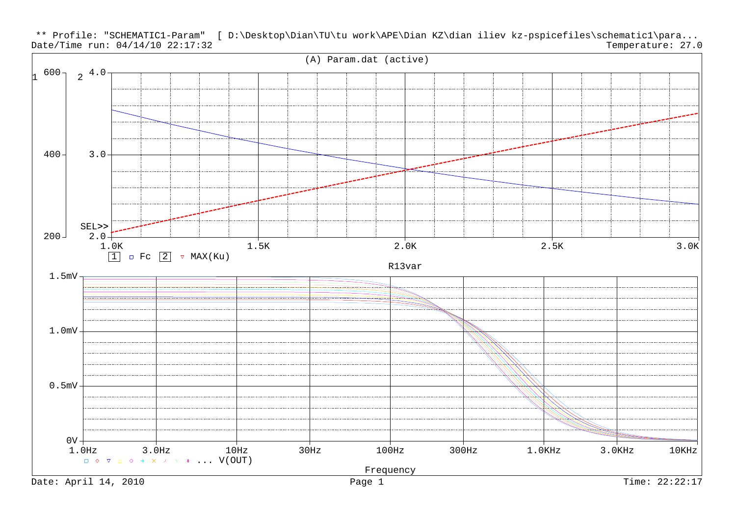** Profile: "SCHEMATIC1-Param" [ D:\Desktop\Dian\TU\tu work\APE\Dian KZ\dian iliev kz-pspicefiles\schematic1\para...

Date/Time run: 04/14/10 22:17:32

Temperature: 27.0

(A) Param.dat (active)

1 □ Fc 2 ▽ MAX(Ku)

R13var

□ ◇ ▽ △ ○ + × ⅄ Y * ... V(OUT)

Frequency

Date: April 14, 2010

Page 1

Time: 22:22:17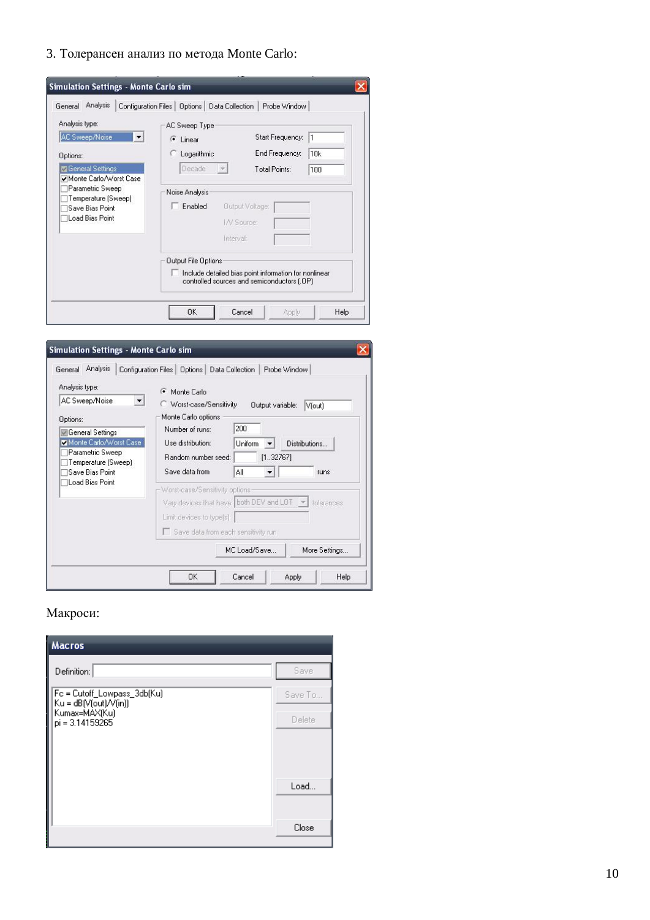3. Толерансен анализ по метода Monte Carlo:

**Simulation Settings - Monte Carlo sim**

General | Analysis | Configuration Files | Options | Data Collection | Probe Window

Analysis type: AC Sweep/Noise

Options:
- [x] General Settings
- [x] Monte Carlo/Worst Case
- [ ] Parametric Sweep
- [ ] Temperature (Sweep)
- [ ] Save Bias Point
- [ ] Load Bias Point

AC Sweep Type
- (•) Linear
- ( ) Logarithmic — Decade

Start Frequency: 1
End Frequency: 10k
Total Points: 100

Noise Analysis
- [ ] Enabled — Output Voltage: / I/V Source: / Interval:

Output File Options
- [ ] Include detailed bias point information for nonlinear controlled sources and semiconductors (.OP)

OK | Cancel | Apply | Help

**Simulation Settings - Monte Carlo sim**

General | Analysis | Configuration Files | Options | Data Collection | Probe Window

Analysis type: AC Sweep/Noise

Options:
- [x] General Settings
- [x] Monte Carlo/Worst Case
- [ ] Parametric Sweep
- [ ] Temperature (Sweep)
- [ ] Save Bias Point
- [ ] Load Bias Point

- (•) Monte Carlo
- ( ) Worst-case/Sensitivity

Output variable: V(out)

Monte Carlo options
- Number of runs: 200
- Use distribution: Uniform — Distributions...
- Random number seed: [1..32767]
- Save data from: All — runs

Worst-case/Sensitivity options
- Vary devices that have: both DEV and LOT tolerances
- Limit devices to type(s):
- [ ] Save data from each sensitivity run

MC Load/Save... | More Settings...

OK | Cancel | Apply | Help

Макроси:

**Macros**

Definition:

```
Fc = Cutoff_Lowpass_3db(Ku)
Ku = dB(V(out)/V(in))
Kumax=MAX(Ku)
pi = 3.14159265
```

Save | Save To... | Delete | Load... | Close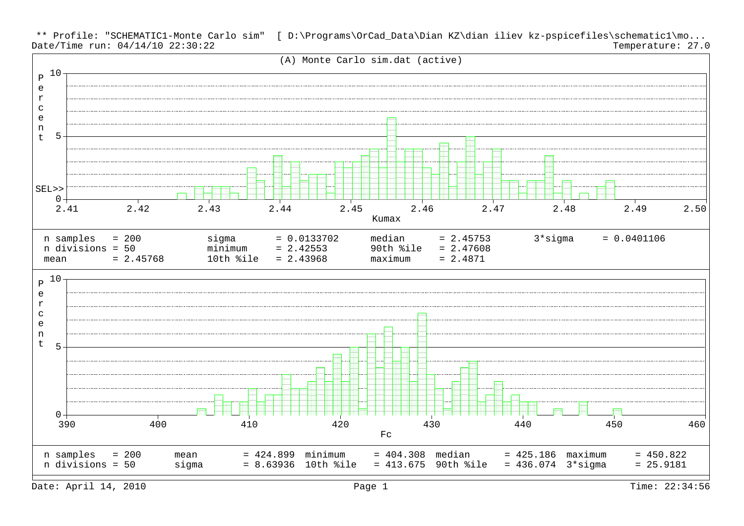** Profile: "SCHEMATIC1-Monte Carlo sim" [ D:\Programs\OrCad_Data\Dian KZ\dian iliev kz-pspicefiles\schematic1\mo...
Date/Time run: 04/14/10 22:30:22 Temperature: 27.0

(A) Monte Carlo sim.dat (active)

| | | | |
|---|---|---|---|
| n samples = 200 | sigma = 0.0133702 | median = 2.45753 | 3*sigma = 0.0401106 |
| n divisions = 50 | minimum = 2.42553 | 90th %ile = 2.47608 | |
| mean = 2.45768 | 10th %ile = 2.43968 | maximum = 2.4871 | |

Kumax

| | | | | |
|---|---|---|---|---|
| n samples = 200 | mean = 424.899 | minimum = 404.308 | median = 425.186 | maximum = 450.822 |
| n divisions = 50 | sigma = 8.63936 | 10th %ile = 413.675 | 90th %ile = 436.074 | 3*sigma = 25.9181 |

Fc

Date: April 14, 2010 Time: 22:34:56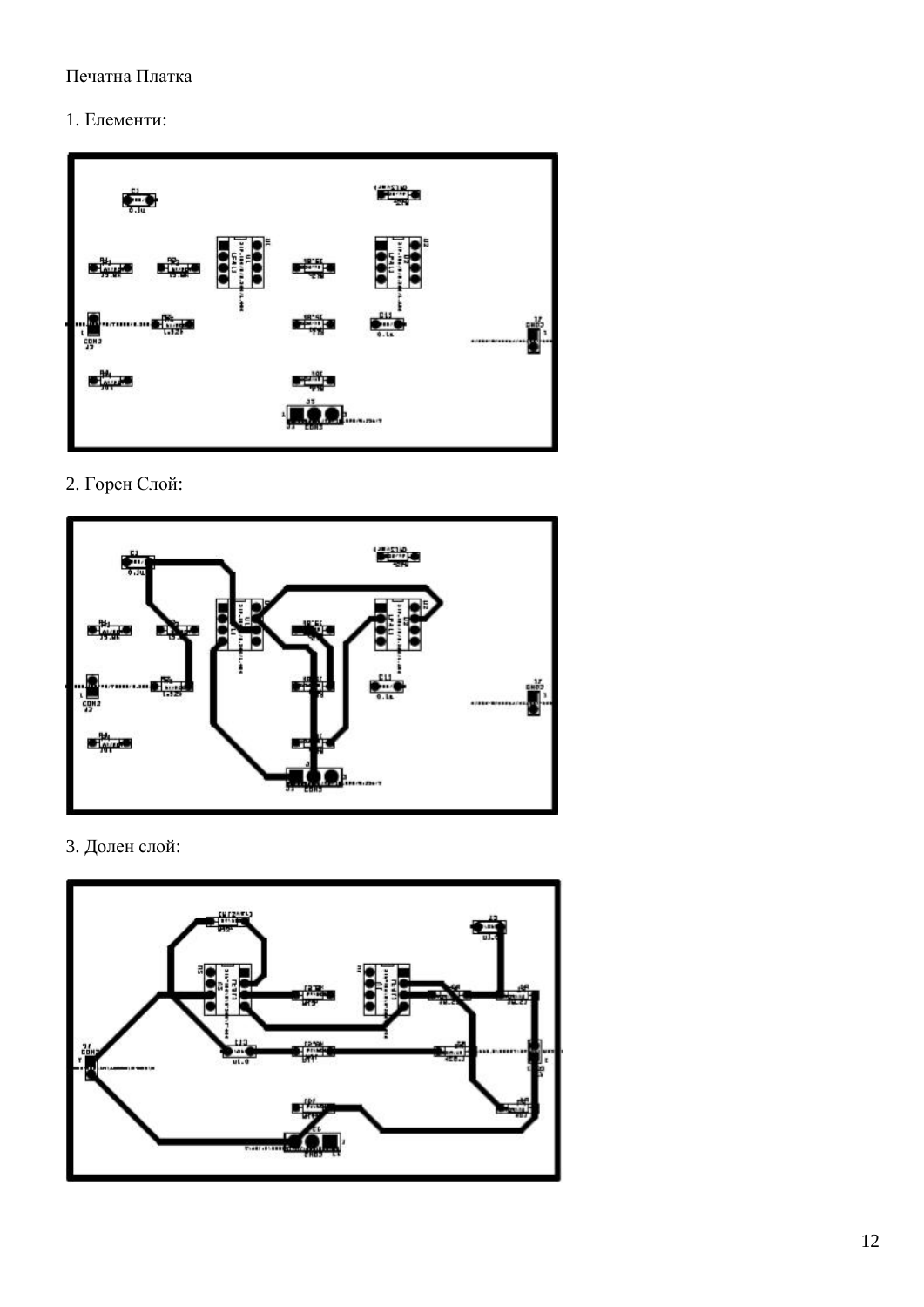Печатна Платка

1. Елементи:

2. Горен Слой:

3. Долен слой: